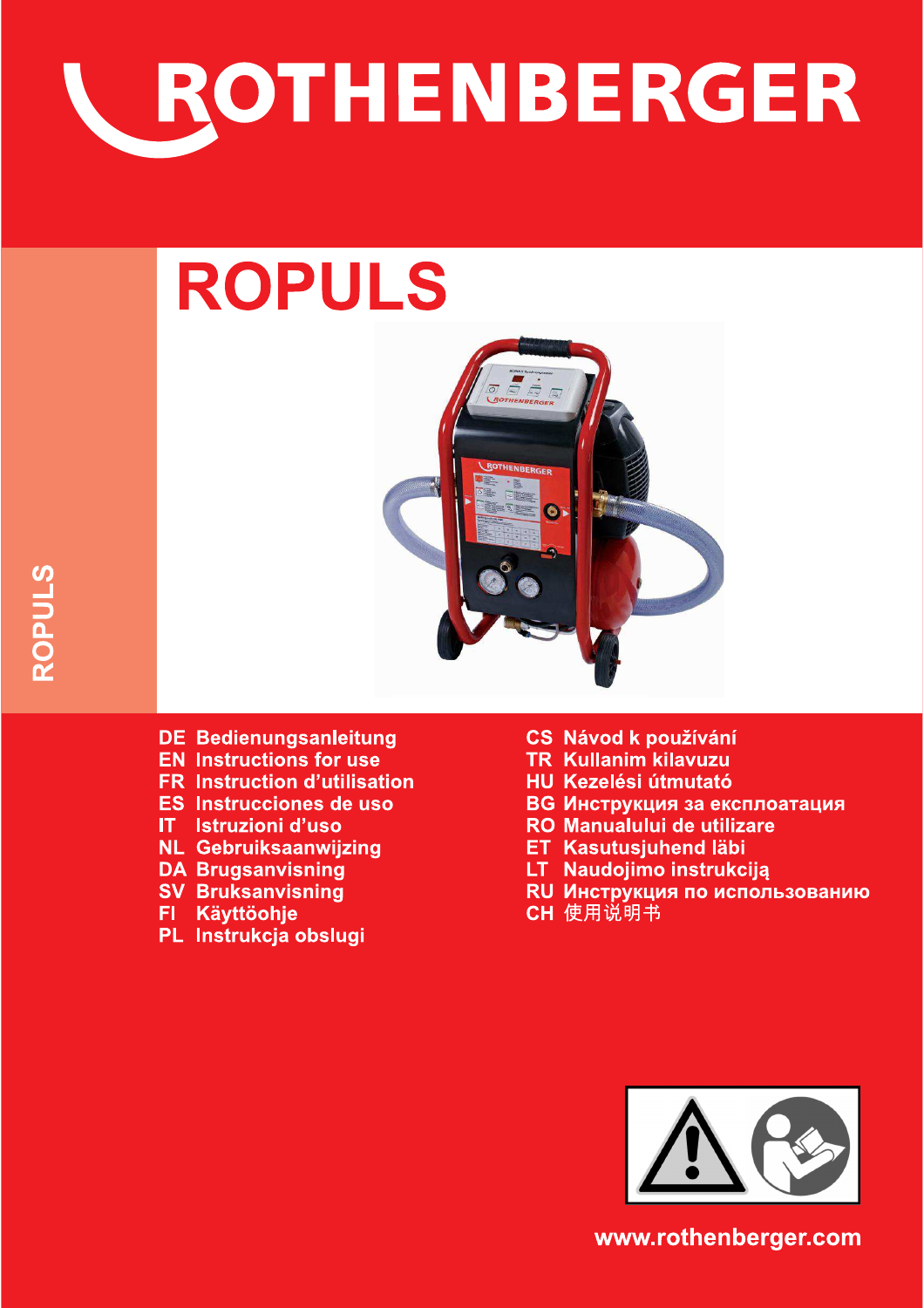# ROTHENBERGER

# ROPULS

ROPULS

DE Bedienungsanleitung
EN Instructions for use
FR Instruction d'utilisation
ES Instrucciones de uso
IT Istruzioni d'uso
NL Gebruiksaanwijzing
DA Brugsanvisning
SV Bruksanvisning
FI Käyttöohje
PL Instrukcja obslugi
CS Návod k používání
TR Kullanim kilavuzu
HU Kezelési útmutató
BG Инструкция за експлоатация
RO Manualului de utilizare
ET Kasutusjuhend läbi
LT Naudojimo instrukciją
RU Инструкция по использованию
CH 使用说明书

www.rothenberger.com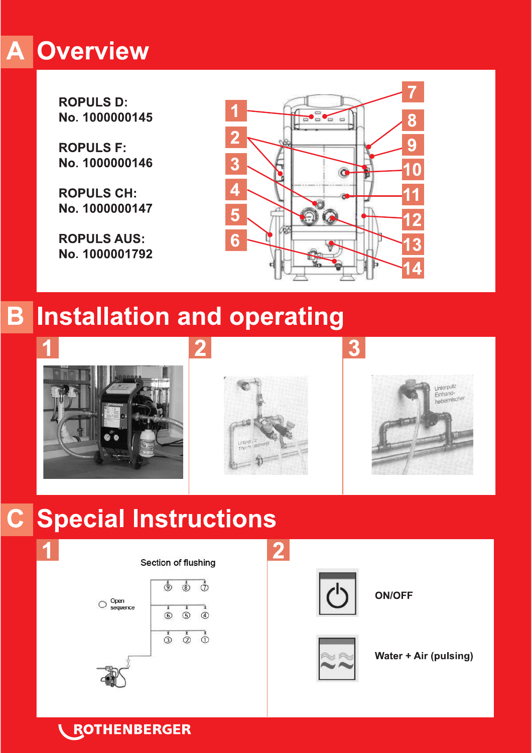# A Overview

**ROPULS D:**
**No. 1000000145**

**ROPULS F:**
**No. 1000000146**

**ROPULS CH:**
**No. 1000000147**

**ROPULS AUS:**
**No. 1000001792**

1 2 3 4 5 6 7 8 9 10 11 12 13 14

# B Installation and operating

1

2

Unterputz Thermostatventil

3

Unterputz Einhand-hebelmischer

# C Special Instructions

1

Section of flushing

Open sequence

9 8 7
6 5 4
3 2 1

2

**ON/OFF**

**Water + Air (pulsing)**

**ROTHENBERGER**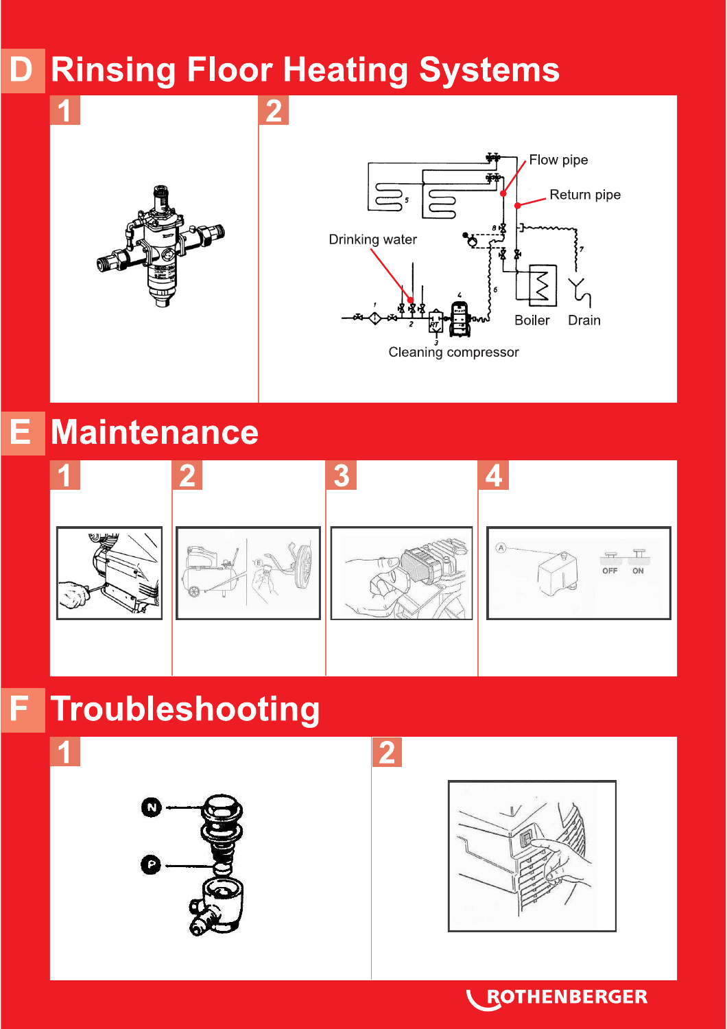# D Rinsing Floor Heating Systems

1

2

Flow pipe

Return pipe

Drinking water

Boiler

Drain

Cleaning compressor

# E Maintenance

1

2

3

4

OFF ON

# F Troubleshooting

1

2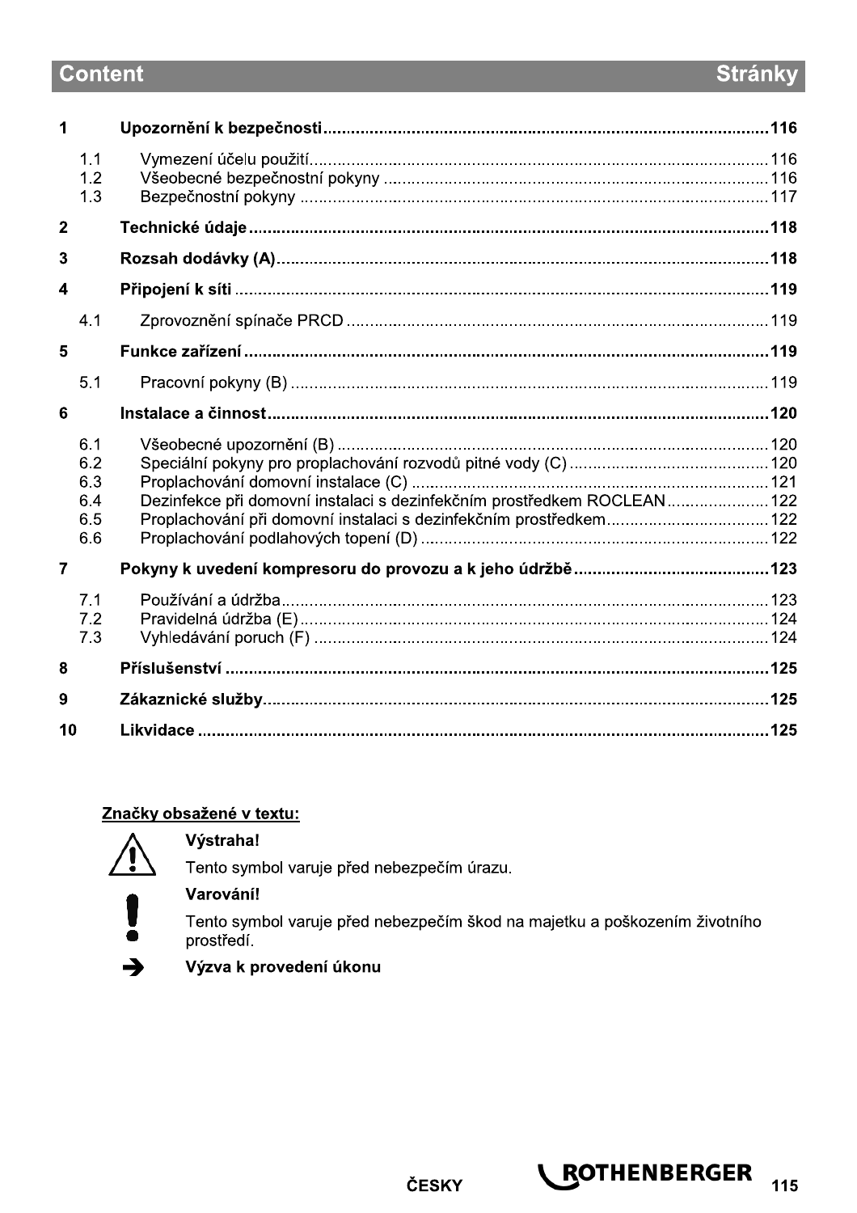## Content — Stránky

| | | | |
|---|---|---|---|
| **1** | | **Upozornění k bezpečnosti** | **116** |
| | 1.1 | Vymezení účelu použití | 116 |
| | 1.2 | Všeobecné bezpečnostní pokyny | 116 |
| | 1.3 | Bezpečnostní pokyny | 117 |
| **2** | | **Technické údaje** | **118** |
| **3** | | **Rozsah dodávky (A)** | **118** |
| **4** | | **Připojení k síti** | **119** |
| | 4.1 | Zprovoznění spínače PRCD | 119 |
| **5** | | **Funkce zařízení** | **119** |
| | 5.1 | Pracovní pokyny (B) | 119 |
| **6** | | **Instalace a činnost** | **120** |
| | 6.1 | Všeobecné upozornění (B) | 120 |
| | 6.2 | Speciální pokyny pro proplachování rozvodů pitné vody (C) | 120 |
| | 6.3 | Proplachování domovní instalace (C) | 121 |
| | 6.4 | Dezinfekce při domovní instalaci s dezinfekčním prostředkem ROCLEAN | 122 |
| | 6.5 | Proplachování při domovní instalaci s dezinfekčním prostředkem | 122 |
| | 6.6 | Proplachování podlahových topení (D) | 122 |
| **7** | | **Pokyny k uvedení kompresoru do provozu a k jeho údržbě** | **123** |
| | 7.1 | Používání a údržba | 123 |
| | 7.2 | Pravidelná údržba (E) | 124 |
| | 7.3 | Vyhledávání poruch (F) | 124 |
| **8** | | **Příslušenství** | **125** |
| **9** | | **Zákaznické služby** | **125** |
| **10** | | **Likvidace** | **125** |

**Značky obsažené v textu:**

⚠ **Výstraha!**
Tento symbol varuje před nebezpečím úrazu.

❗ **Varování!**
Tento symbol varuje před nebezpečím škod na majetku a poškozením životního prostředí.

➔ **Výzva k provedení úkonu**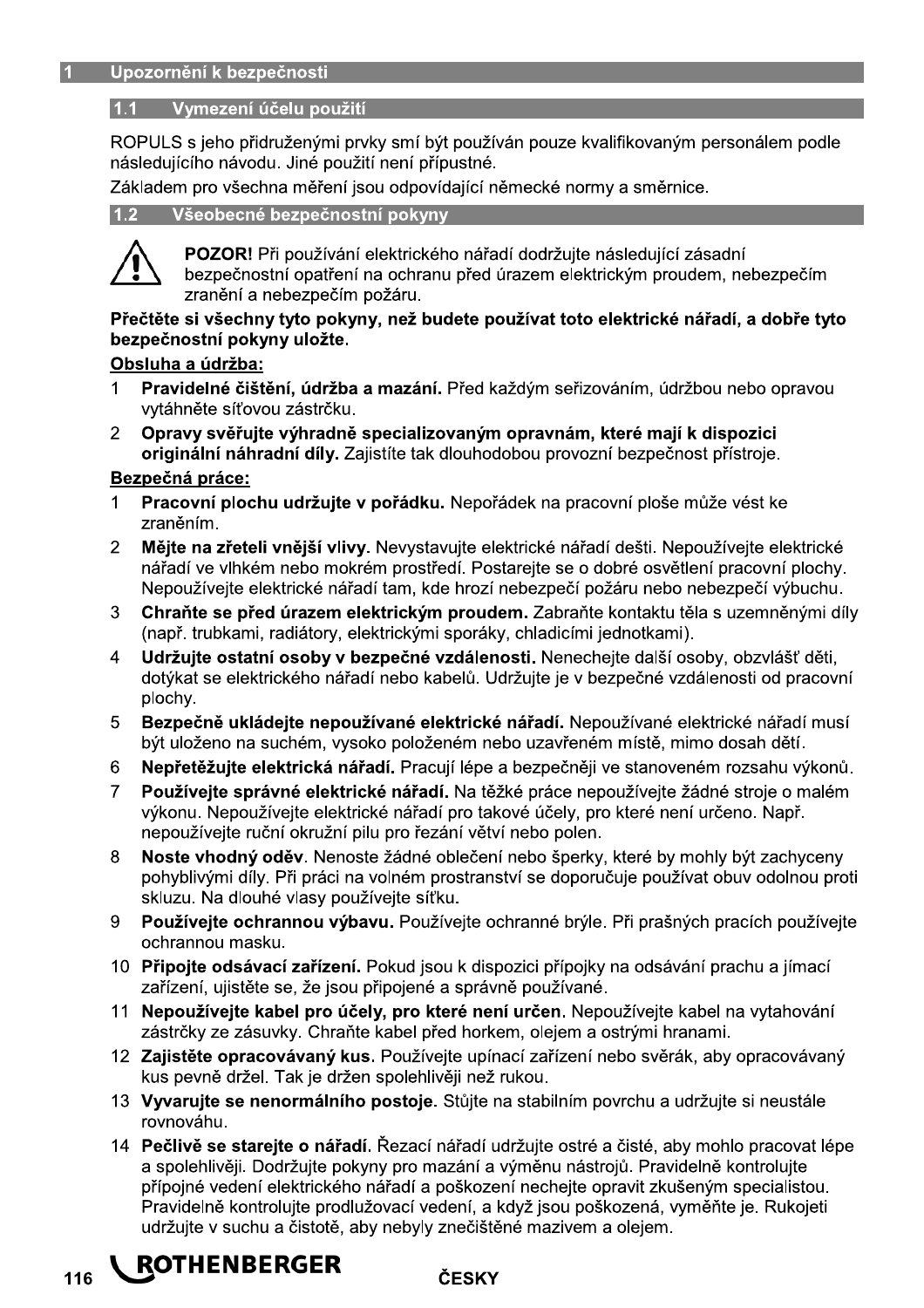# 1 Upozornění k bezpečnosti

## 1.1 Vymezení účelu použití

ROPULS s jeho přidruženými prvky smí být používán pouze kvalifikovaným personálem podle následujícího návodu. Jiné použití není přípustné.

Základem pro všechna měření jsou odpovídající německé normy a směrnice.

## 1.2 Všeobecné bezpečnostní pokyny

**POZOR!** Při používání elektrického nářadí dodržujte následující zásadní bezpečnostní opatření na ochranu před úrazem elektrickým proudem, nebezpečím zranění a nebezpečím požáru.

**Přečtěte si všechny tyto pokyny, než budete používat toto elektrické nářadí, a dobře tyto bezpečnostní pokyny uložte.**

**Obsluha a údržba:**

1. **Pravidelné čištění, údržba a mazání.** Před každým seřizováním, údržbou nebo opravou vytáhněte síťovou zástrčku.
2. **Opravy svěřujte výhradně specializovaným opravnám, které mají k dispozici originální náhradní díly.** Zajistíte tak dlouhodobou provozní bezpečnost přístroje.

**Bezpečná práce:**

1. **Pracovní plochu udržujte v pořádku.** Nepořádek na pracovní ploše může vést ke zraněním.
2. **Mějte na zřeteli vnější vlivy**. Nevystavujte elektrické nářadí dešti. Nepoužívejte elektrické nářadí ve vlhkém nebo mokrém prostředí. Postarejte se o dobré osvětlení pracovní plochy. Nepoužívejte elektrické nářadí tam, kde hrozí nebezpečí požáru nebo nebezpečí výbuchu.
3. **Chraňte se před úrazem elektrickým proudem.** Zabraňte kontaktu těla s uzemněnými díly (např. trubkami, radiátory, elektrickými sporáky, chladicími jednotkami).
4. **Udržujte ostatní osoby v bezpečné vzdálenosti.** Nenechejte další osoby, obzvlášť děti, dotýkat se elektrického nářadí nebo kabelů. Udržujte je v bezpečné vzdálenosti od pracovní plochy.
5. **Bezpečně ukládejte nepoužívané elektrické nářadí.** Nepoužívané elektrické nářadí musí být uloženo na suchém, vysoko položeném nebo uzavřeném místě, mimo dosah dětí.
6. **Nepřetěžujte elektrická nářadí.** Pracují lépe a bezpečněji ve stanoveném rozsahu výkonů.
7. **Používejte správné elektrické nářadí.** Na těžké práce nepoužívejte žádné stroje o malém výkonu. Nepoužívejte elektrické nářadí pro takové účely, pro které není určeno. Např. nepoužívejte ruční okružní pilu pro řezání větví nebo polen.
8. **Noste vhodný oděv**. Nenoste žádné oblečení nebo šperky, které by mohly být zachyceny pohyblivými díly. Při práci na volném prostranství se doporučuje používat obuv odolnou proti skluzu. Na dlouhé vlasy používejte síťku.
9. **Používejte ochrannou výbavu.** Používejte ochranné brýle. Při prašných pracích používejte ochrannou masku.
10. **Připojte odsávací zařízení.** Pokud jsou k dispozici přípojky na odsávání prachu a jímací zařízení, ujistěte se, že jsou připojené a správně používané.
11. **Nepoužívejte kabel pro účely, pro které není určen**. Nepoužívejte kabel na vytahování zástrčky ze zásuvky. Chraňte kabel před horkem, olejem a ostrými hranami.
12. **Zajistěte opracovávaný kus**. Používejte upínací zařízení nebo svěrák, aby opracovávaný kus pevně držel. Tak je držen spolehlivěji než rukou.
13. **Vyvarujte se nenormálního postoje**. Stůjte na stabilním povrchu a udržujte si neustále rovnováhu.
14. **Pečlivě se starejte o nářadí.** Řezací nářadí udržujte ostré a čisté, aby mohlo pracovat lépe a spolehlivěji. Dodržujte pokyny pro mazání a výměnu nástrojů. Pravidelně kontrolujte přípojné vedení elektrického nářadí a poškození nechejte opravit zkušeným specialistou. Pravidelně kontrolujte prodlužovací vedení, a když jsou poškozená, vyměňte je. Rukojeti udržujte v suchu a čistotě, aby nebyly znečištěné mazivem a olejem.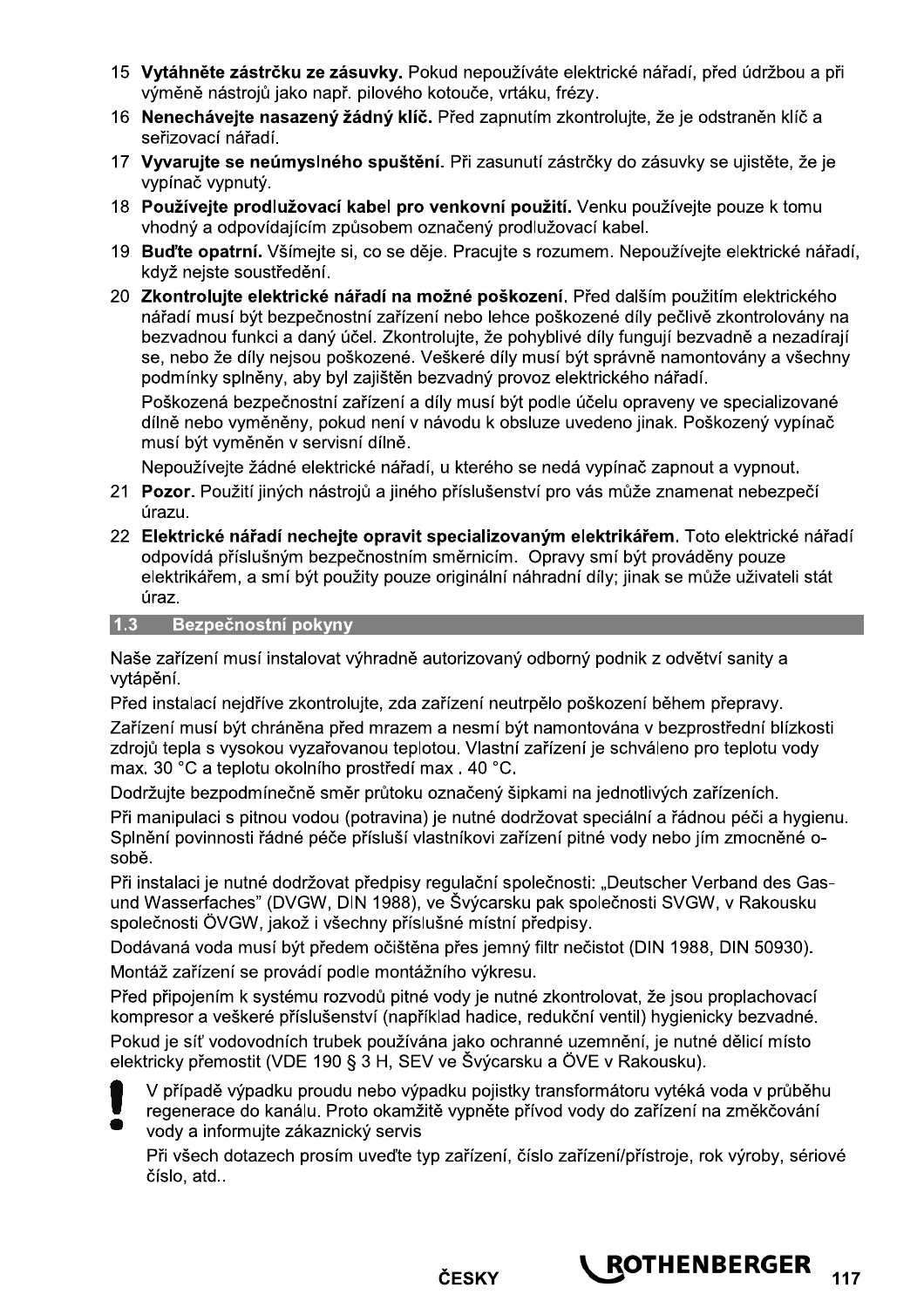15 **Vytáhněte zástrčku ze zásuvky.** Pokud nepoužíváte elektrické nářadí, před údržbou a při výměně nástrojů jako např. pilového kotouče, vrtáku, frézy.

16 **Nenechávejte nasazený žádný klíč.** Před zapnutím zkontrolujte, že je odstraněn klíč a seřizovací nářadí.

17 **Vyvarujte se neúmyslného spuštění**. Při zasunutí zástrčky do zásuvky se ujistěte, že je vypínač vypnutý.

18 **Používejte prodlužovací kabel pro venkovní použití.** Venku používejte pouze k tomu vhodný a odpovídajícím způsobem označený prodlužovací kabel.

19 **Buďte opatrní.** Všímejte si, co se děje. Pracujte s rozumem. Nepoužívejte elektrické nářadí, když nejste soustředění.

20 **Zkontrolujte elektrické nářadí na možné poškození**. Před dalším použitím elektrického nářadí musí být bezpečnostní zařízení nebo lehce poškozené díly pečlivě zkontrolovány na bezvadnou funkci a daný účel. Zkontrolujte, že pohyblivé díly fungují bezvadně a nezadírají se, nebo že díly nejsou poškozené. Veškeré díly musí být správně namontovány a všechny podmínky splněny, aby byl zajištěn bezvadný provoz elektrického nářadí.

Poškozená bezpečnostní zařízení a díly musí být podle účelu opraveny ve specializované dílně nebo vyměněny, pokud není v návodu k obsluze uvedeno jinak. Poškozený vypínač musí být vyměněn v servisní dílně.

Nepoužívejte žádné elektrické nářadí, u kterého se nedá vypínač zapnout a vypnout.

21 **Pozor**. Použití jiných nástrojů a jiného příslušenství pro vás může znamenat nebezpečí úrazu.

22 **Elektrické nářadí nechejte opravit specializovaným elektrikářem.** Toto elektrické nářadí odpovídá příslušným bezpečnostním směrnicím. Opravy smí být prováděny pouze elektrikářem, a smí být použity pouze originální náhradní díly; jinak se může uživateli stát úraz.

## 1.3 Bezpečnostní pokyny

Naše zařízení musí instalovat výhradně autorizovaný odborný podnik z odvětví sanity a vytápění.

Před instalací nejdříve zkontrolujte, zda zařízení neutrpělo poškození během přepravy.

Zařízení musí být chráněna před mrazem a nesmí být namontována v bezprostřední blízkosti zdrojů tepla s vysokou vyzařovanou teplotou. Vlastní zařízení je schváleno pro teplotu vody max. 30 °C a teplotu okolního prostředí max . 40 °C.

Dodržujte bezpodmínečně směr průtoku označený šipkami na jednotlivých zařízeních.

Při manipulaci s pitnou vodou (potravina) je nutné dodržovat speciální a řádnou péči a hygienu. Splnění povinnosti řádné péče přísluší vlastníkovi zařízení pitné vody nebo jím zmocněné o-sobě.

Při instalaci je nutné dodržovat předpisy regulační společnosti: „Deutscher Verband des Gas- und Wasserfaches" (DVGW, DIN 1988), ve Švýcarsku pak společnosti SVGW, v Rakousku společnosti ÖVGW, jakož i všechny příslušné místní předpisy.

Dodávaná voda musí být předem očištěna přes jemný filtr nečistot (DIN 1988, DIN 50930).

Montáž zařízení se provádí podle montážního výkresu.

Před připojením k systému rozvodů pitné vody je nutné zkontrolovat, že jsou proplachovací kompresor a veškeré příslušenství (například hadice, redukční ventil) hygienicky bezvadné.

Pokud je síť vodovodních trubek používána jako ochranné uzemnění, je nutné dělicí místo elektricky přemostit (VDE 190 § 3 H, SEV ve Švýcarsku a ÖVE v Rakousku).

**!** V případě výpadku proudu nebo výpadku pojistky transformátoru vytéká voda v průběhu regenerace do kanálu. Proto okamžitě vypněte přívod vody do zařízení na změkčování vody a informujte zákaznický servis

Při všech dotazech prosím uveďte typ zařízení, číslo zařízení/přístroje, rok výroby, sériové číslo, atd..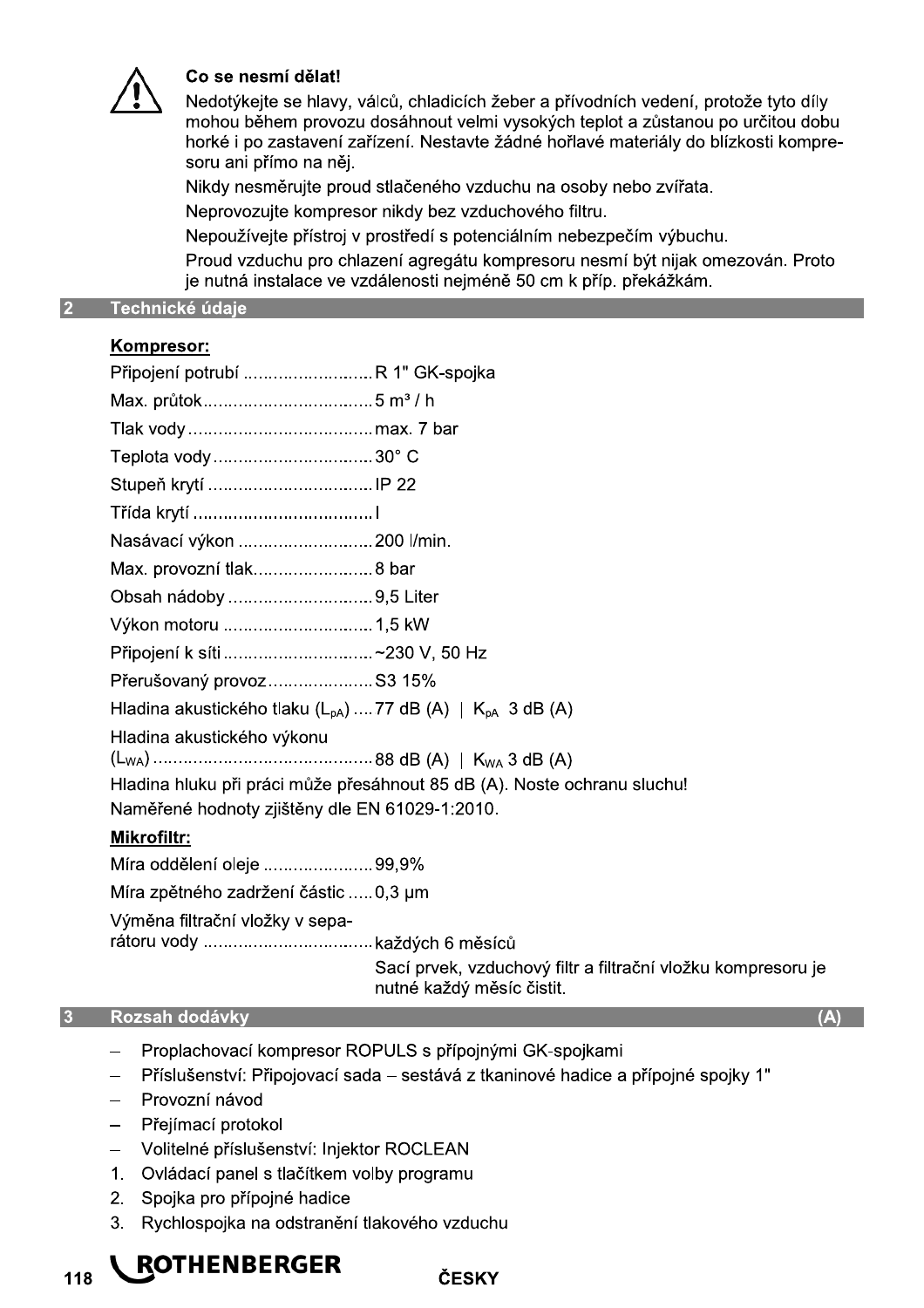**Co se nesmí dělat!**

Nedotýkejte se hlavy, válců, chladicích žeber a přívodních vedení, protože tyto díly mohou během provozu dosáhnout velmi vysokých teplot a zůstanou po určitou dobu horké i po zastavení zařízení. Nestavte žádné hořlavé materiály do blízkosti kompresoru ani přímo na něj.

Nikdy nesměrujte proud stlačeného vzduchu na osoby nebo zvířata.

Neprovozujte kompresor nikdy bez vzduchového filtru.

Nepoužívejte přístroj v prostředí s potenciálním nebezpečím výbuchu.

Proud vzduchu pro chlazení agregátu kompresoru nesmí být nijak omezován. Proto je nutná instalace ve vzdálenosti nejméně 50 cm k příp. překážkám.

## 2 Technické údaje

**Kompresor:**

Připojení potrubí .......................... R 1" GK-spojka
Max. průtok................................. 5 m³ / h
Tlak vody..................................... max. 7 bar
Teplota vody................................ 30° C
Stupeň krytí ................................ IP 22
Třída krytí .................................... I
Nasávací výkon ........................... 200 l/min.
Max. provozní tlak........................ 8 bar
Obsah nádoby ............................. 9,5 Liter
Výkon motoru .............................. 1,5 kW
Připojení k síti .............................. ~230 V, 50 Hz
Přerušovaný provoz..................... S3 15%
Hladina akustického tlaku ($L_{pA}$) .... 77 dB (A) | $K_{pA}$ 3 dB (A)
Hladina akustického výkonu ($L_{WA}$) ............................................ 88 dB (A) | $K_{WA}$ 3 dB (A)

Hladina hluku při práci může přesáhnout 85 dB (A). Noste ochranu sluchu!

Naměřené hodnoty zjištěny dle EN 61029-1:2010.

**Mikrofiltr:**

Míra oddělení oleje ...................... 99,9%
Míra zpětného zadržení částic ..... 0,3 µm
Výměna filtrační vložky v separátoru vody .................................. každých 6 měsíců

Sací prvek, vzduchový filtr a filtrační vložku kompresoru je nutné každý měsíc čistit.

## 3 Rozsah dodávky (A)

- Proplachovací kompresor ROPULS s přípojnými GK-spojkami
- Příslušenství: Připojovací sada – sestává z tkaninové hadice a přípojné spojky 1"
- Provozní návod
- Přejímací protokol
- Volitelné příslušenství: Injektor ROCLEAN

1. Ovládací panel s tlačítkem volby programu
2. Spojka pro přípojné hadice
3. Rychlospojka na odstranění tlakového vzduchu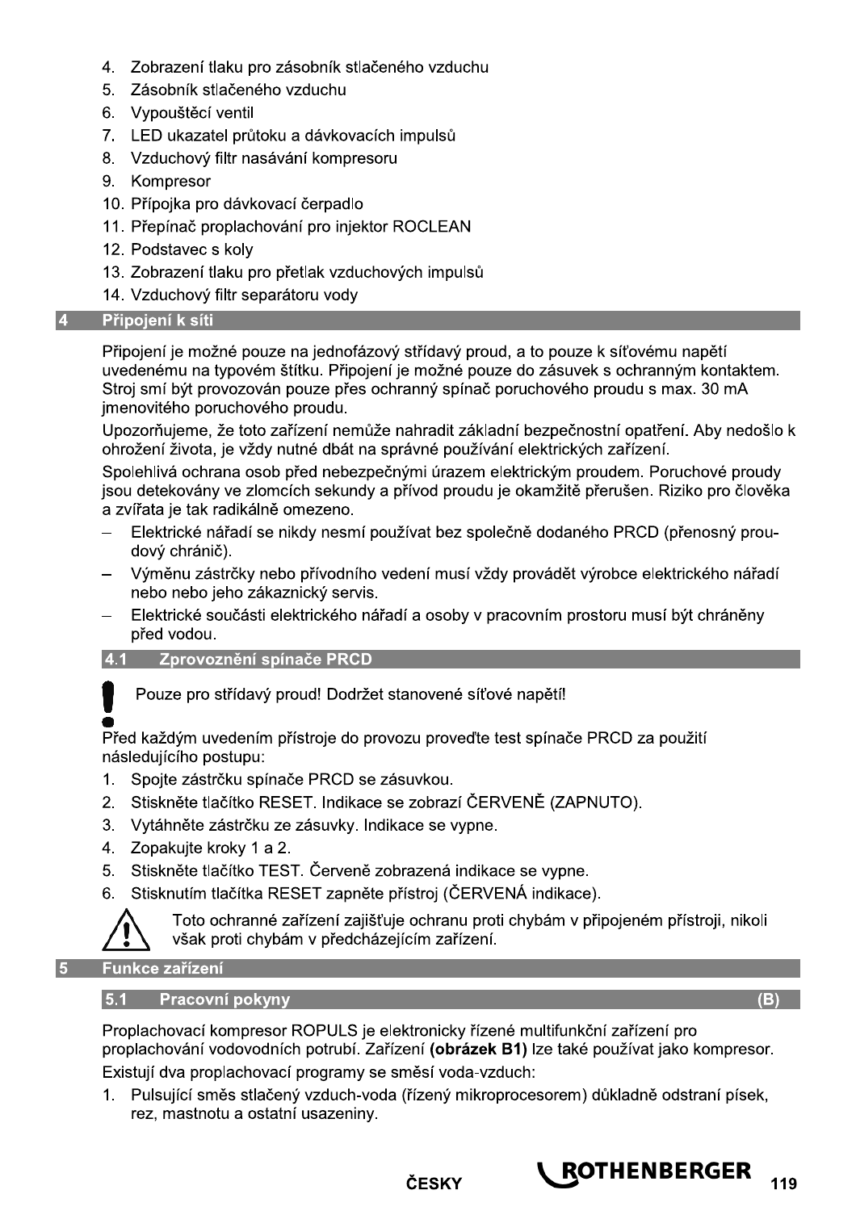4. Zobrazení tlaku pro zásobník stlačeného vzduchu
5. Zásobník stlačeného vzduchu
6. Vypouštěcí ventil
7. LED ukazatel průtoku a dávkovacích impulsů
8. Vzduchový filtr nasávání kompresoru
9. Kompresor
10. Přípojka pro dávkovací čerpadlo
11. Přepínač proplachování pro injektor ROCLEAN
12. Podstavec s koly
13. Zobrazení tlaku pro přetlak vzduchových impulsů
14. Vzduchový filtr separátoru vody

## 4 Připojení k síti

Připojení je možné pouze na jednofázový střídavý proud, a to pouze k síťovému napětí uvedenému na typovém štítku. Připojení je možné pouze do zásuvek s ochranným kontaktem. Stroj smí být provozován pouze přes ochranný spínač poruchového proudu s max. 30 mA jmenovitého poruchového proudu.

Upozorňujeme, že toto zařízení nemůže nahradit základní bezpečnostní opatření. Aby nedošlo k ohrožení života, je vždy nutné dbát na správné používání elektrických zařízení.

Spolehlivá ochrana osob před nebezpečnými úrazem elektrickým proudem. Poruchové proudy jsou detekovány ve zlomcích sekundy a přívod proudu je okamžitě přerušen. Riziko pro člověka a zvířata je tak radikálně omezeno.

- Elektrické nářadí se nikdy nesmí používat bez společně dodaného PRCD (přenosný proudový chránič).
- Výměnu zástrčky nebo přívodního vedení musí vždy provádět výrobce elektrického nářadí nebo nebo jeho zákaznický servis.
- Elektrické součásti elektrického nářadí a osoby v pracovním prostoru musí být chráněny před vodou.

### 4.1 Zprovoznění spínače PRCD

**!** Pouze pro střídavý proud! Dodržet stanovené síťové napětí!

Před každým uvedením přístroje do provozu proveďte test spínače PRCD za použití následujícího postupu:

1. Spojte zástrčku spínače PRCD se zásuvkou.
2. Stiskněte tlačítko RESET. Indikace se zobrazí ČERVENĚ (ZAPNUTO).
3. Vytáhněte zástrčku ze zásuvky. Indikace se vypne.
4. Zopakujte kroky 1 a 2.
5. Stiskněte tlačítko TEST. Červeně zobrazená indikace se vypne.
6. Stisknutím tlačítka RESET zapněte přístroj (ČERVENÁ indikace).

⚠ Toto ochranné zařízení zajišťuje ochranu proti chybám v připojeném přístroji, nikoli však proti chybám v předcházejícím zařízení.

## 5 Funkce zařízení

### 5.1 Pracovní pokyny (B)

Proplachovací kompresor ROPULS je elektronicky řízené multifunkční zařízení pro proplachování vodovodních potrubí. Zařízení **(obrázek B1)** lze také používat jako kompresor.

Existují dva proplachovací programy se směsí voda-vzduch:

1. Pulsující směs stlačený vzduch-voda (řízený mikroprocesorem) důkladně odstraní písek, rez, mastnotu a ostatní usazeniny.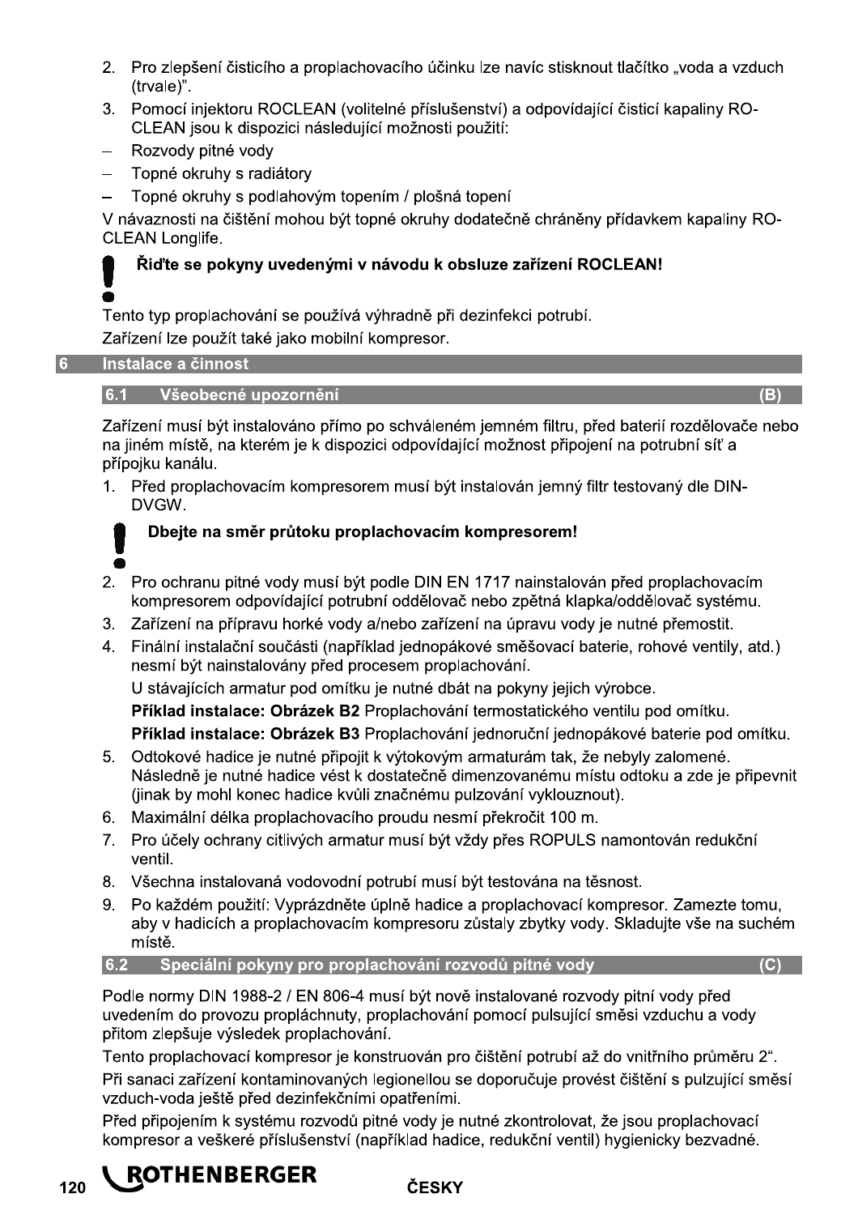2. Pro zlepšení čisticího a proplachovacího účinku lze navíc stisknout tlačítko „voda a vzduch (trvale)".
3. Pomocí injektoru ROCLEAN (volitelné příslušenství) a odpovídající čisticí kapaliny RO-CLEAN jsou k dispozici následující možnosti použití:

– Rozvody pitné vody
– Topné okruhy s radiátory
– Topné okruhy s podlahovým topením / plošná topení

V návaznosti na čištění mohou být topné okruhy dodatečně chráněny přídavkem kapaliny RO-CLEAN Longlife.

**! Řiďte se pokyny uvedenými v návodu k obsluze zařízení ROCLEAN!**

Tento typ proplachování se používá výhradně při dezinfekci potrubí.

Zařízení lze použít také jako mobilní kompresor.

## 6 Instalace a činnost

### 6.1 Všeobecné upozornění (B)

Zařízení musí být instalováno přímo po schváleném jemném filtru, před baterií rozdělovače nebo na jiném místě, na kterém je k dispozici odpovídající možnost připojení na potrubní síť a přípojku kanálu.

1. Před proplachovacím kompresorem musí být instalován jemný filtr testovaný dle DIN-DVGW.

   **! Dbejte na směr průtoku proplachovacím kompresorem!**

2. Pro ochranu pitné vody musí být podle DIN EN 1717 nainstalován před proplachovacím kompresorem odpovídající potrubní oddělovač nebo zpětná klapka/oddělovač systému.
3. Zařízení na přípravu horké vody a/nebo zařízení na úpravu vody je nutné přemostit.
4. Finální instalační součásti (například jednopákové směšovací baterie, rohové ventily, atd.) nesmí být nainstalovány před procesem proplachování.

   U stávajících armatur pod omítku je nutné dbát na pokyny jejich výrobce.

   **Příklad instalace: Obrázek B2** Proplachování termostatického ventilu pod omítku.

   **Příklad instalace: Obrázek B3** Proplachování jednoruční jednopákové baterie pod omítku.

5. Odtokové hadice je nutné připojit k výtokovým armaturám tak, že nebyly zalomené. Následně je nutné hadice vést k dostatečně dimenzovanému místu odtoku a zde je připevnit (jinak by mohl konec hadice kvůli značnému pulzování vyklouznout).
6. Maximální délka proplachovacího proudu nesmí překročit 100 m.
7. Pro účely ochrany citlivých armatur musí být vždy přes ROPULS namontován redukční ventil.
8. Všechna instalovaná vodovodní potrubí musí být testována na těsnost.
9. Po každém použití: Vyprázdněte úplně hadice a proplachovací kompresor. Zamezte tomu, aby v hadicích a proplachovacím kompresoru zůstaly zbytky vody. Skladujte vše na suchém místě.

### 6.2 Speciální pokyny pro proplachování rozvodů pitné vody (C)

Podle normy DIN 1988-2 / EN 806-4 musí být nově instalované rozvody pitní vody před uvedením do provozu propláchnuty, proplachování pomocí pulsující směsi vzduchu a vody přitom zlepšuje výsledek proplachování.

Tento proplachovací kompresor je konstruován pro čištění potrubí až do vnitřního průměru 2".

Při sanaci zařízení kontaminovaných legionellou se doporučuje provést čištění s pulzující směsí vzduch-voda ještě před dezinfekčními opatřeními.

Před připojením k systému rozvodů pitné vody je nutné zkontrolovat, že jsou proplachovací kompresor a veškeré příslušenství (například hadice, redukční ventil) hygienicky bezvadné.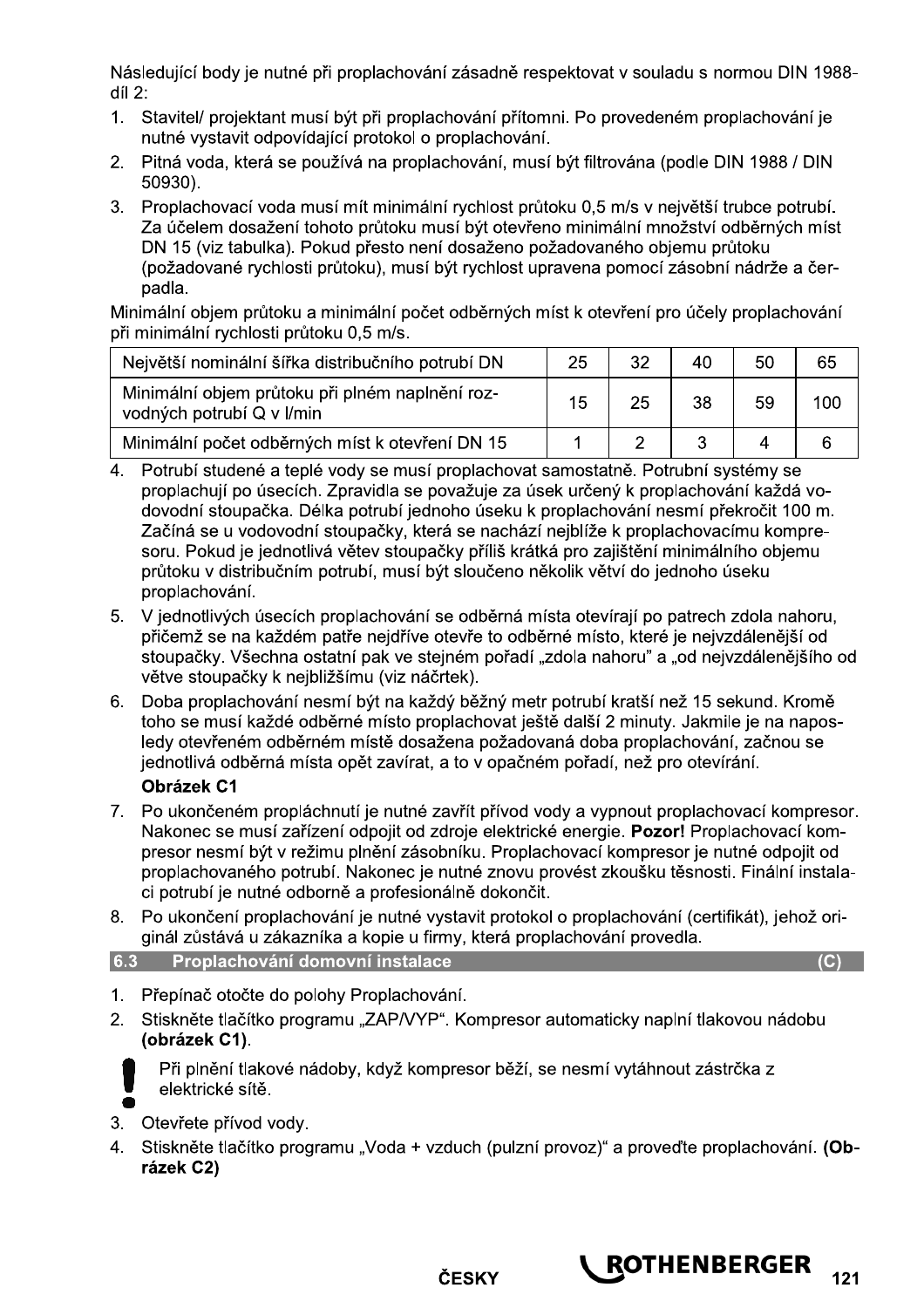Následující body je nutné při proplachování zásadně respektovat v souladu s normou DIN 1988-díl 2:

1. Stavitel/ projektant musí být při proplachování přítomni. Po provedeném proplachování je nutné vystavit odpovídající protokol o proplachování.
2. Pitná voda, která se používá na proplachování, musí být filtrována (podle DIN 1988 / DIN 50930).
3. Proplachovací voda musí mít minimální rychlost průtoku 0,5 m/s v největší trubce potrubí. Za účelem dosažení tohoto průtoku musí být otevřeno minimální množství odběrných míst DN 15 (viz tabulka). Pokud přesto není dosaženo požadovaného objemu průtoku (požadované rychlosti průtoku), musí být rychlost upravena pomocí zásobní nádrže a čerpadla.

Minimální objem průtoku a minimální počet odběrných míst k otevření pro účely proplachování při minimální rychlosti průtoku 0,5 m/s.

| Největší nominální šířka distribučního potrubí DN | 25 | 32 | 40 | 50 | 65 |
|---|---|---|---|---|---|
| Minimální objem průtoku při plném naplnění rozvodných potrubí Q v l/min | 15 | 25 | 38 | 59 | 100 |
| Minimální počet odběrných míst k otevření DN 15 | 1 | 2 | 3 | 4 | 6 |

4. Potrubí studené a teplé vody se musí proplachovat samostatně. Potrubní systémy se proplachují po úsecích. Zpravidla se považuje za úsek určený k proplachování každá vodovodní stoupačka. Délka potrubí jednoho úseku k proplachování nesmí překročit 100 m. Začíná se u vodovodní stoupačky, která se nachází nejblíže k proplachovacímu kompresoru. Pokud je jednotlivá větev stoupačky příliš krátká pro zajištění minimálního objemu průtoku v distribučním potrubí, musí být sloučeno několik větví do jednoho úseku proplachování.
5. V jednotlivých úsecích proplachování se odběrná místa otevírají po patrech zdola nahoru, přičemž se na každém patře nejdříve otevře to odběrné místo, které je nejvzdálenější od stoupačky. Všechna ostatní pak ve stejném pořadí „zdola nahoru" a „od nejvzdálenějšího od větve stoupačky k nejbližšímu (viz náčrtek).
6. Doba proplachování nesmí být na každý běžný metr potrubí kratší než 15 sekund. Kromě toho se musí každé odběrné místo proplachovat ještě další 2 minuty. Jakmile je na naposledy otevřeném odběrném místě dosažena požadovaná doba proplachování, začnou se jednotlivá odběrná místa opět zavírat, a to v opačném pořadí, než pro otevírání.

   **Obrázek C1**

7. Po ukončeném propláchnutí je nutné zavřít přívod vody a vypnout proplachovací kompresor. Nakonec se musí zařízení odpojit od zdroje elektrické energie. **Pozor!** Proplachovací kompresor nesmí být v režimu plnění zásobníku. Proplachovací kompresor je nutné odpojit od proplachovaného potrubí. Nakonec je nutné znovu provést zkoušku těsnosti. Finální instalaci potrubí je nutné odborně a profesionálně dokončit.
8. Po ukončení proplachování je nutné vystavit protokol o proplachování (certifikát), jehož originál zůstává u zákazníka a kopie u firmy, která proplachování provedla.

### 6.3 Proplachování domovní instalace (C)

1. Přepínač otočte do polohy Proplachování.
2. Stiskněte tlačítko programu „ZAP/VYP". Kompresor automaticky naplní tlakovou nádobu **(obrázek C1)**.

   **!** Při plnění tlakové nádoby, když kompresor běží, se nesmí vytáhnout zástrčka z elektrické sítě.

3. Otevřete přívod vody.
4. Stiskněte tlačítko programu „Voda + vzduch (pulzní provoz)" a proveďte proplachování. **(Obrázek C2)**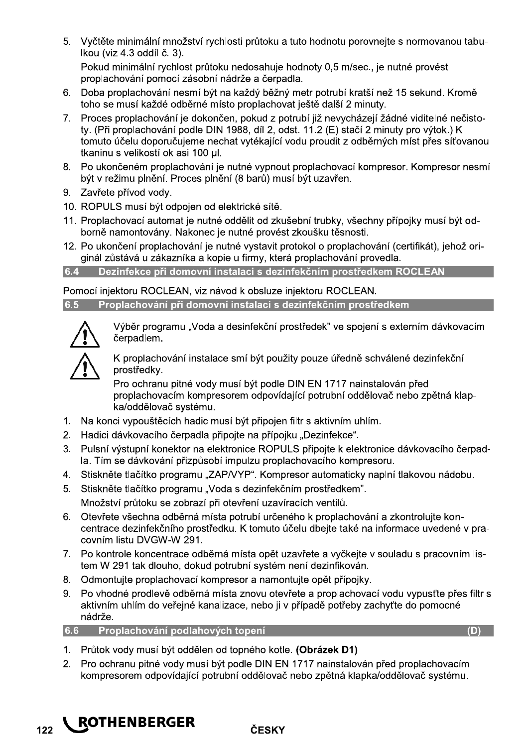5. Vyčtěte minimální množství rychlosti průtoku a tuto hodnotu porovnejte s normovanou tabulkou (viz 4.3 oddíl č. 3).

   Pokud minimální rychlost průtoku nedosahuje hodnoty 0,5 m/sec., je nutné provést proplachování pomocí zásobní nádrže a čerpadla.

6. Doba proplachování nesmí být na každý běžný metr potrubí kratší než 15 sekund. Kromě toho se musí každé odběrné místo proplachovat ještě další 2 minuty.
7. Proces proplachování je dokončen, pokud z potrubí již nevycházejí žádné viditelné nečistoty. (Při proplachování podle DIN 1988, díl 2, odst. 11.2 (E) stačí 2 minuty pro výtok.) K tomuto účelu doporučujeme nechat vytékající vodu proudit z odběrných míst přes síťovanou tkaninu s velikostí ok asi 100 µl.
8. Po ukončeném proplachování je nutné vypnout proplachovací kompresor. Kompresor nesmí být v režimu plnění. Proces plnění (8 barů) musí být uzavřen.
9. Zavřete přívod vody.
10. ROPULS musí být odpojen od elektrické sítě.
11. Proplachovací automat je nutné oddělit od zkušební trubky, všechny přípojky musí být odborně namontovány. Nakonec je nutné provést zkoušku těsnosti.
12. Po ukončení proplachování je nutné vystavit protokol o proplachování (certifikát), jehož originál zůstává u zákazníka a kopie u firmy, která proplachování provedla.

## 6.4 Dezinfekce při domovní instalaci s dezinfekčním prostředkem ROCLEAN

Pomocí injektoru ROCLEAN, viz návod k obsluze injektoru ROCLEAN.

## 6.5 Proplachování při domovní instalaci s dezinfekčním prostředkem

⚠ Výběr programu „Voda a desinfekční prostředek" ve spojení s externím dávkovacím čerpadlem.

⚠ K proplachování instalace smí být použity pouze úředně schválené dezinfekční prostředky.

Pro ochranu pitné vody musí být podle DIN EN 1717 nainstalován před proplachovacím kompresorem odpovídající potrubní oddělovač nebo zpětná klapka/oddělovač systému.

1. Na konci vypouštěcích hadic musí být připojen filtr s aktivním uhlím.
2. Hadici dávkovacího čerpadla připojte na přípojku „Dezinfekce".
3. Pulsní výstupní konektor na elektronice ROPULS připojte k elektronice dávkovacího čerpadla. Tím se dávkování přizpůsobí impulzu proplachovacího kompresoru.
4. Stiskněte tlačítko programu „ZAP/VYP". Kompresor automaticky naplní tlakovou nádobu.
5. Stiskněte tlačítko programu „Voda s dezinfekčním prostředkem".

   Množství průtoku se zobrazí při otevření uzavíracích ventilů.

6. Otevřete všechna odběrná místa potrubí určeného k proplachování a zkontrolujte koncentrace dezinfekčního prostředku. K tomuto účelu dbejte také na informace uvedené v pracovním listu DVGW-W 291.
7. Po kontrole koncentrace odběrná místa opět uzavřete a vyčkejte v souladu s pracovním listem W 291 tak dlouho, dokud potrubní systém není dezinfikován.
8. Odmontujte proplachovací kompresor a namontujte opět přípojky.
9. Po vhodné prodlevě odběrná místa znovu otevřete a proplachovací vodu vypusťte přes filtr s aktivním uhlím do veřejné kanalizace, nebo ji v případě potřeby zachyťte do pomocné nádrže.

## 6.6 Proplachování podlahových topení (D)

1. Průtok vody musí být oddělen od topného kotle. **(Obrázek D1)**
2. Pro ochranu pitné vody musí být podle DIN EN 1717 nainstalován před proplachovacím kompresorem odpovídající potrubní oddělovač nebo zpětná klapka/oddělovač systému.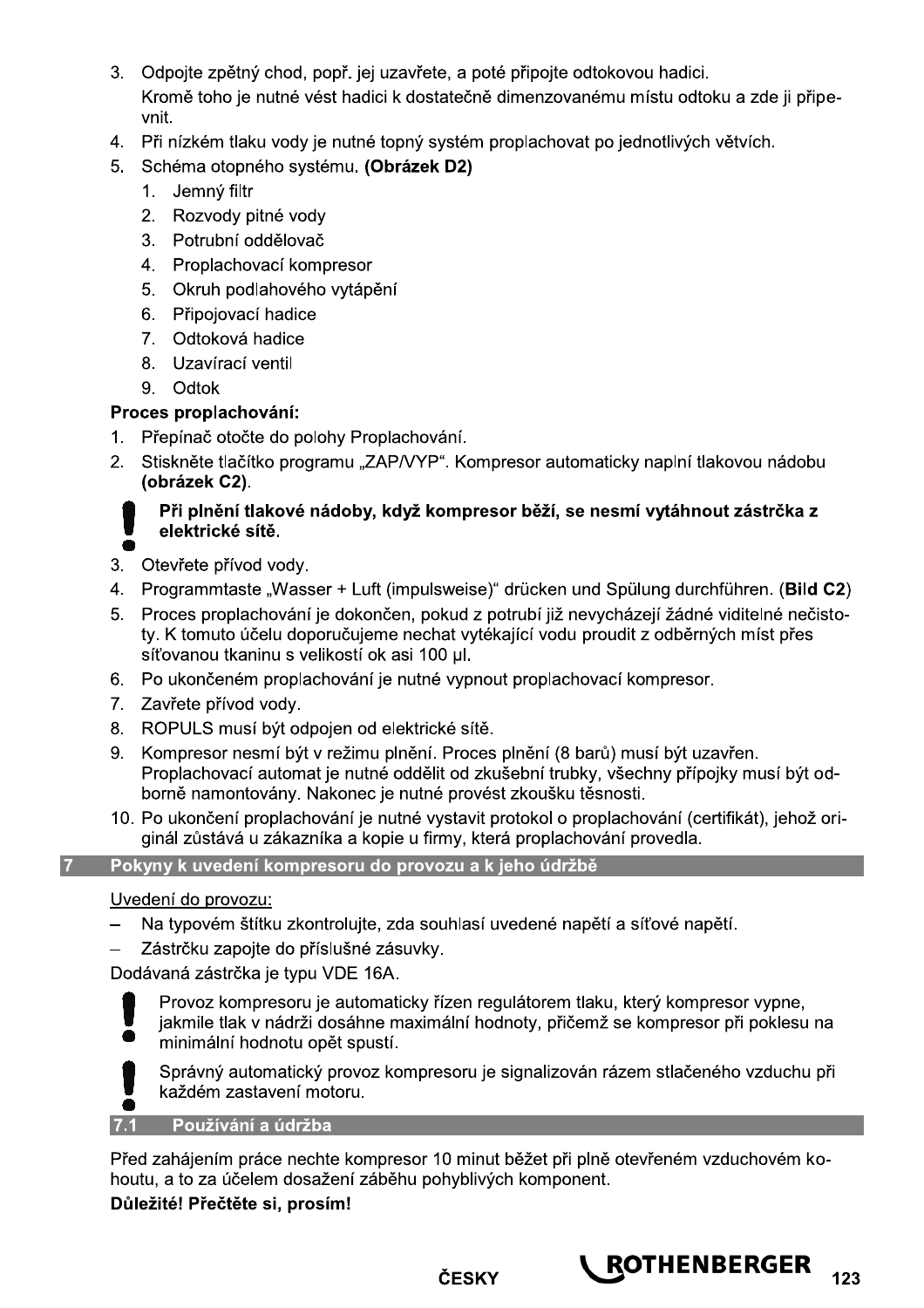3. Odpojte zpětný chod, popř. jej uzavřete, a poté připojte odtokovou hadici.
   Kromě toho je nutné vést hadici k dostatečně dimenzovanému místu odtoku a zde ji připevnit.
4. Při nízkém tlaku vody je nutné topný systém proplachovat po jednotlivých větvích.
5. Schéma otopného systému. **(Obrázek D2)**
   1. Jemný filtr
   2. Rozvody pitné vody
   3. Potrubní oddělovač
   4. Proplachovací kompresor
   5. Okruh podlahového vytápění
   6. Připojovací hadice
   7. Odtoková hadice
   8. Uzavírací ventil
   9. Odtok

**Proces proplachování:**

1. Přepínač otočte do polohy Proplachování.
2. Stiskněte tlačítko programu „ZAP/VYP". Kompresor automaticky naplní tlakovou nádobu **(obrázek C2)**.

   **Při plnění tlakové nádoby, když kompresor běží, se nesmí vytáhnout zástrčka z elektrické sítě.**

3. Otevřete přívod vody.
4. Programmtaste „Wasser + Luft (impulsweise)" drücken und Spülung durchführen. (**Bild C2**)
5. Proces proplachování je dokončen, pokud z potrubí již nevycházejí žádné viditelné nečistoty. K tomuto účelu doporučujeme nechat vytékající vodu proudit z odběrných míst přes síťovanou tkaninu s velikostí ok asi 100 µl.
6. Po ukončeném proplachování je nutné vypnout proplachovací kompresor.
7. Zavřete přívod vody.
8. ROPULS musí být odpojen od elektrické sítě.
9. Kompresor nesmí být v režimu plnění. Proces plnění (8 barů) musí být uzavřen. Proplachovací automat je nutné oddělit od zkušební trubky, všechny přípojky musí být odborně namontovány. Nakonec je nutné provést zkoušku těsnosti.
10. Po ukončení proplachování je nutné vystavit protokol o proplachování (certifikát), jehož originál zůstává u zákazníka a kopie u firmy, která proplachování provedla.

## 7 Pokyny k uvedení kompresoru do provozu a k jeho údržbě

Uvedení do provozu:

- Na typovém štítku zkontrolujte, zda souhlasí uvedené napětí a síťové napětí.
- Zástrčku zapojte do příslušné zásuvky.

Dodávaná zástrčka je typu VDE 16A.

Provoz kompresoru je automaticky řízen regulátorem tlaku, který kompresor vypne, jakmile tlak v nádrži dosáhne maximální hodnoty, přičemž se kompresor při poklesu na minimální hodnotu opět spustí.

Správný automatický provoz kompresoru je signalizován rázem stlačeného vzduchu při každém zastavení motoru.

### 7.1 Používání a údržba

Před zahájením práce nechte kompresor 10 minut běžet při plně otevřeném vzduchovém kohoutu, a to za účelem dosažení záběhu pohyblivých komponent.

**Důležité! Přečtěte si, prosím!**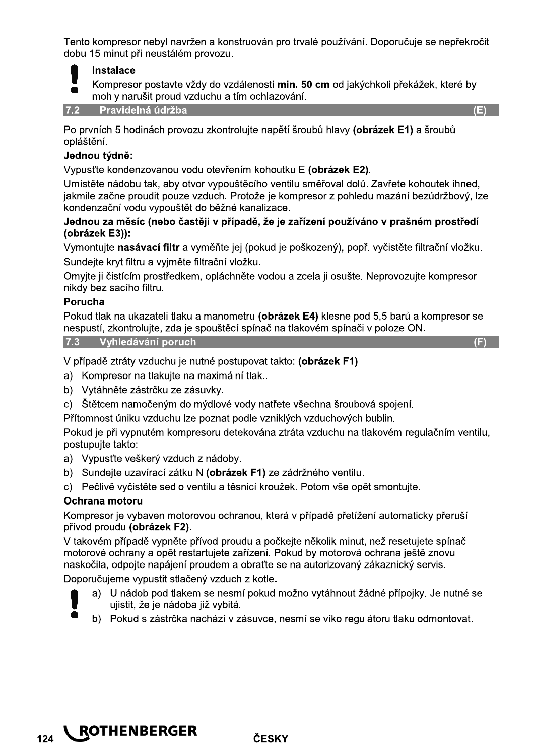Tento kompresor nebyl navržen a konstruován pro trvalé používání. Doporučuje se nepřekročit dobu 15 minut při neustálém provozu.

**Instalace**

Kompresor postavte vždy do vzdálenosti **min. 50 cm** od jakýchkoli překážek, které by mohly narušit proud vzduchu a tím ochlazování.

## 7.2 Pravidelná údržba (E)

Po prvních 5 hodinách provozu zkontrolujte napětí šroubů hlavy **(obrázek E1)** a šroubů opláštění.

**Jednou týdně:**

Vypusťte kondenzovanou vodu otevřením kohoutku E **(obrázek E2)**.

Umístěte nádobu tak, aby otvor vypouštěcího ventilu směřoval dolů. Zavřete kohoutek ihned, jakmile začne proudit pouze vzduch. Protože je kompresor z pohledu mazání bezúdržbový, lze kondenzační vodu vypouštět do běžné kanalizace.

**Jednou za měsíc (nebo častěji v případě, že je zařízení používáno v prašném prostředí (obrázek E3)):**

Vymontujte **nasávací filtr** a vyměňte jej (pokud je poškozený), popř. vyčistěte filtrační vložku.

Sundejte kryt filtru a vyjměte filtrační vložku.

Omyjte ji čistícím prostředkem, opláchněte vodou a zcela ji osušte. Neprovozujte kompresor nikdy bez sacího filtru.

**Porucha**

Pokud tlak na ukazateli tlaku a manometru **(obrázek E4)** klesne pod 5,5 barů a kompresor se nespustí, zkontrolujte, zda je spouštěcí spínač na tlakovém spínači v poloze ON.

## 7.3 Vyhledávání poruch (F)

V případě ztráty vzduchu je nutné postupovat takto: **(obrázek F1)**

a) Kompresor na tlakujte na maximální tlak..

b) Vytáhněte zástrčku ze zásuvky.

c) Štětcem namočeným do mýdlové vody natřete všechna šroubová spojení.

Přítomnost úniku vzduchu lze poznat podle vzniklých vzduchových bublin.

Pokud je při vypnutém kompresoru detekována ztráta vzduchu na tlakovém regulačním ventilu, postupujte takto:

a) Vypusťte veškerý vzduch z nádoby.

b) Sundejte uzavírací zátku N **(obrázek F1)** ze zádržného ventilu.

c) Pečlivě vyčistěte sedlo ventilu a těsnicí kroužek. Potom vše opět smontujte.

**Ochrana motoru**

Kompresor je vybaven motorovou ochranou, která v případě přetížení automaticky přeruší přívod proudu **(obrázek F2)**.

V takovém případě vypněte přívod proudu a počkejte několik minut, než resetujete spínač motorové ochrany a opět restartujete zařízení. Pokud by motorová ochrana ještě znovu naskočila, odpojte napájení proudem a obraťte se na autorizovaný zákaznický servis.

Doporučujeme vypustit stlačený vzduch z kotle.

a) U nádob pod tlakem se nesmí pokud možno vytáhnout žádné přípojky. Je nutné se ujistit, že je nádoba již vybitá.

b) Pokud s zástrčka nachází v zásuvce, nesmí se víko regulátoru tlaku odmontovat.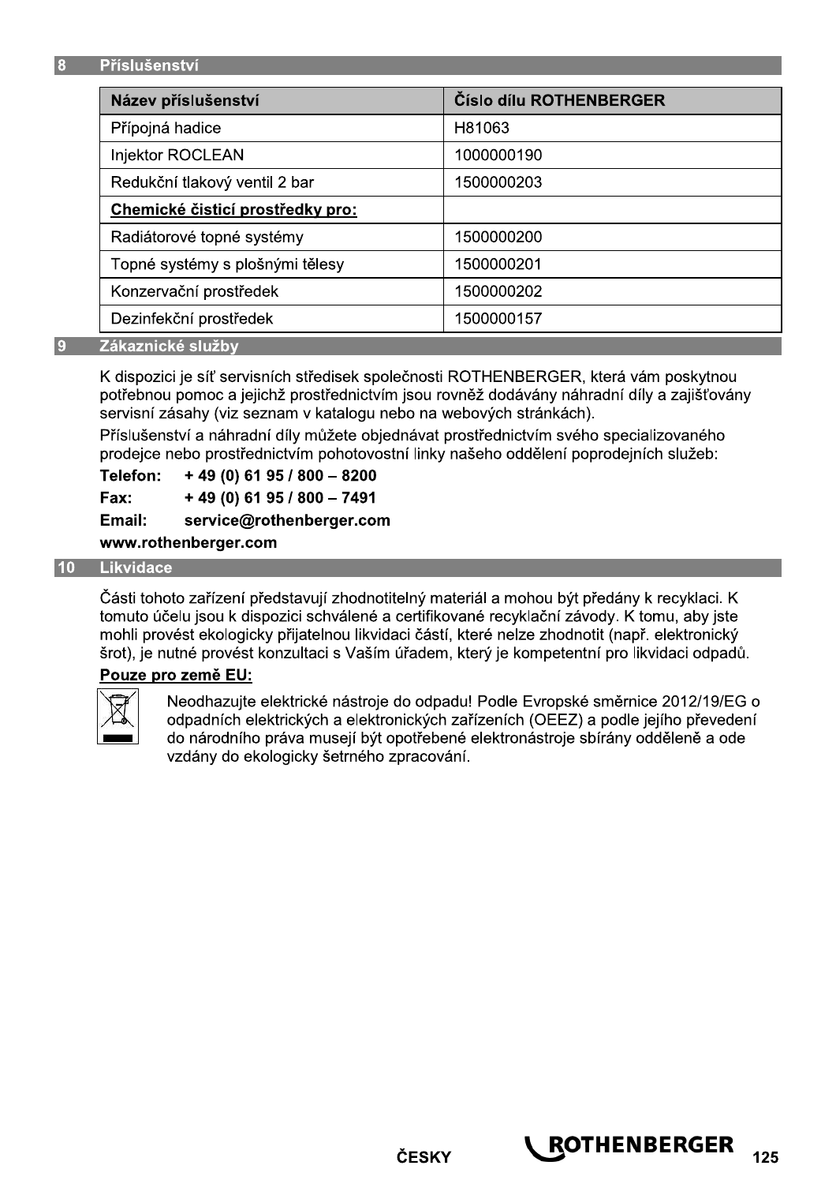## 8 Příslušenství

| Název příslušenství | Číslo dílu ROTHENBERGER |
|---|---|
| Přípojná hadice | H81063 |
| Injektor ROCLEAN | 1000000190 |
| Redukční tlakový ventil 2 bar | 1500000203 |
| **Chemické čisticí prostředky pro:** | |
| Radiátorové topné systémy | 1500000200 |
| Topné systémy s plošnými tělesy | 1500000201 |
| Konzervační prostředek | 1500000202 |
| Dezinfekční prostředek | 1500000157 |

## 9 Zákaznické služby

K dispozici je síť servisních středisek společnosti ROTHENBERGER, která vám poskytnou potřebnou pomoc a jejichž prostřednictvím jsou rovněž dodávány náhradní díly a zajišťovány servisní zásahy (viz seznam v katalogu nebo na webových stránkách).

Příslušenství a náhradní díly můžete objednávat prostřednictvím svého specializovaného prodejce nebo prostřednictvím pohotovostní linky našeho oddělení poprodejních služeb:

**Telefon: + 49 (0) 61 95 / 800 – 8200**

**Fax: + 49 (0) 61 95 / 800 – 7491**

**Email: service@rothenberger.com**

**www.rothenberger.com**

## 10 Likvidace

Části tohoto zařízení představují zhodnotitelný materiál a mohou být předány k recyklaci. K tomuto účelu jsou k dispozici schválené a certifikované recyklační závody. K tomu, aby jste mohli provést ekologicky přijatelnou likvidaci částí, které nelze zhodnotit (např. elektronický šrot), je nutné provést konzultaci s Vaším úřadem, který je kompetentní pro likvidaci odpadů.

**Pouze pro země EU:**

Neodhazujte elektrické nástroje do odpadu! Podle Evropské směrnice 2012/19/EG o odpadních elektrických a elektronických zařízeních (OEEZ) a podle jejího převedení do národního práva musejí být opotřebené elektronástroje sbírány odděleně a ode vzdány do ekologicky šetrného zpracování.